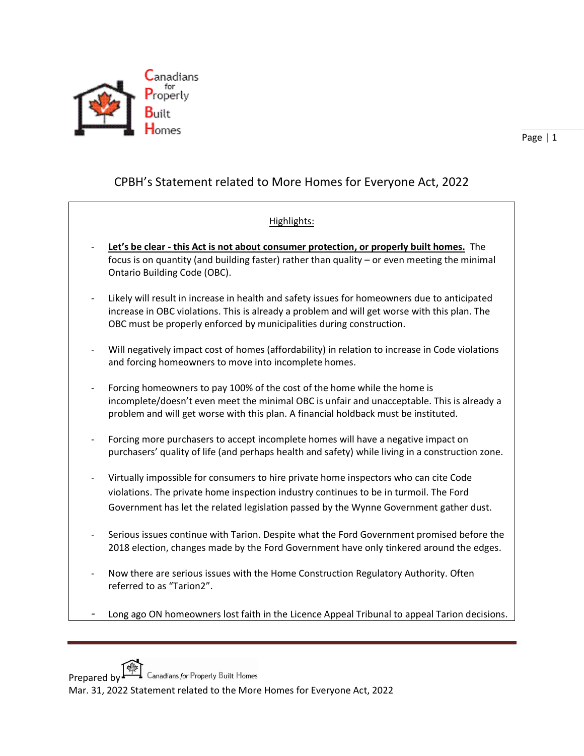Canadians for Properly Built Homes

# CPBH's Statement related to More Homes for Everyone Act, 2022

Highlights:

- **Let's be clear - this Act is not about consumer protection, or properly built homes.** The focus is on quantity (and building faster) rather than quality – or even meeting the minimal Ontario Building Code (OBC).
- Likely will result in increase in health and safety issues for homeowners due to anticipated increase in OBC violations. This is already a problem and will get worse with this plan. The OBC must be properly enforced by municipalities during construction.
- Will negatively impact cost of homes (affordability) in relation to increase in Code violations and forcing homeowners to move into incomplete homes.
- Forcing homeowners to pay 100% of the cost of the home while the home is incomplete/doesn't even meet the minimal OBC is unfair and unacceptable. This is already a problem and will get worse with this plan. A financial holdback must be instituted.
- Forcing more purchasers to accept incomplete homes will have a negative impact on purchasers' quality of life (and perhaps health and safety) while living in a construction zone.
- Virtually impossible for consumers to hire private home inspectors who can cite Code violations. The private home inspection industry continues to be in turmoil. The Ford Government has let the related legislation passed by the Wynne Government gather dust.
- Serious issues continue with Tarion. Despite what the Ford Government promised before the 2018 election, changes made by the Ford Government have only tinkered around the edges.
- Now there are serious issues with the Home Construction Regulatory Authority. Often referred to as "Tarion2".
- Long ago ON homeowners lost faith in the Licence Appeal Tribunal to appeal Tarion decisions.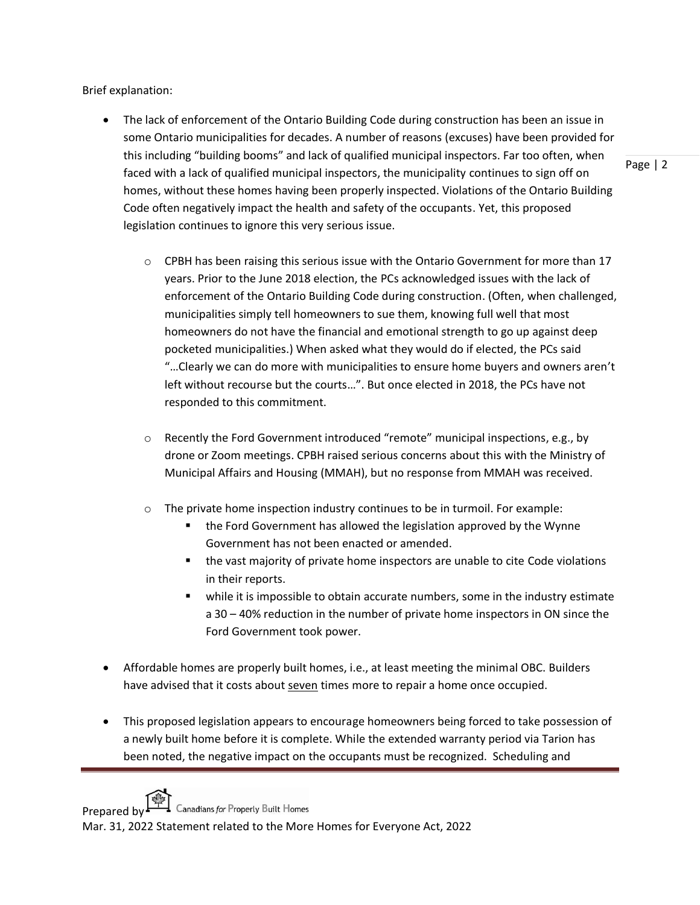Brief explanation:

- The lack of enforcement of the Ontario Building Code during construction has been an issue in some Ontario municipalities for decades. A number of reasons (excuses) have been provided for this including "building booms" and lack of qualified municipal inspectors. Far too often, when faced with a lack of qualified municipal inspectors, the municipality continues to sign off on homes, without these homes having been properly inspected. Violations of the Ontario Building Code often negatively impact the health and safety of the occupants. Yet, this proposed legislation continues to ignore this very serious issue.

    - CPBH has been raising this serious issue with the Ontario Government for more than 17 years. Prior to the June 2018 election, the PCs acknowledged issues with the lack of enforcement of the Ontario Building Code during construction. (Often, when challenged, municipalities simply tell homeowners to sue them, knowing full well that most homeowners do not have the financial and emotional strength to go up against deep pocketed municipalities.) When asked what they would do if elected, the PCs said "…Clearly we can do more with municipalities to ensure home buyers and owners aren't left without recourse but the courts…". But once elected in 2018, the PCs have not responded to this commitment.

    - Recently the Ford Government introduced "remote" municipal inspections, e.g., by drone or Zoom meetings. CPBH raised serious concerns about this with the Ministry of Municipal Affairs and Housing (MMAH), but no response from MMAH was received.

    - The private home inspection industry continues to be in turmoil. For example:
        - the Ford Government has allowed the legislation approved by the Wynne Government has not been enacted or amended.
        - the vast majority of private home inspectors are unable to cite Code violations in their reports.
        - while it is impossible to obtain accurate numbers, some in the industry estimate a 30 – 40% reduction in the number of private home inspectors in ON since the Ford Government took power.

- Affordable homes are properly built homes, i.e., at least meeting the minimal OBC. Builders have advised that it costs about <u>seven</u> times more to repair a home once occupied.

- This proposed legislation appears to encourage homeowners being forced to take possession of a newly built home before it is complete. While the extended warranty period via Tarion has been noted, the negative impact on the occupants must be recognized. Scheduling and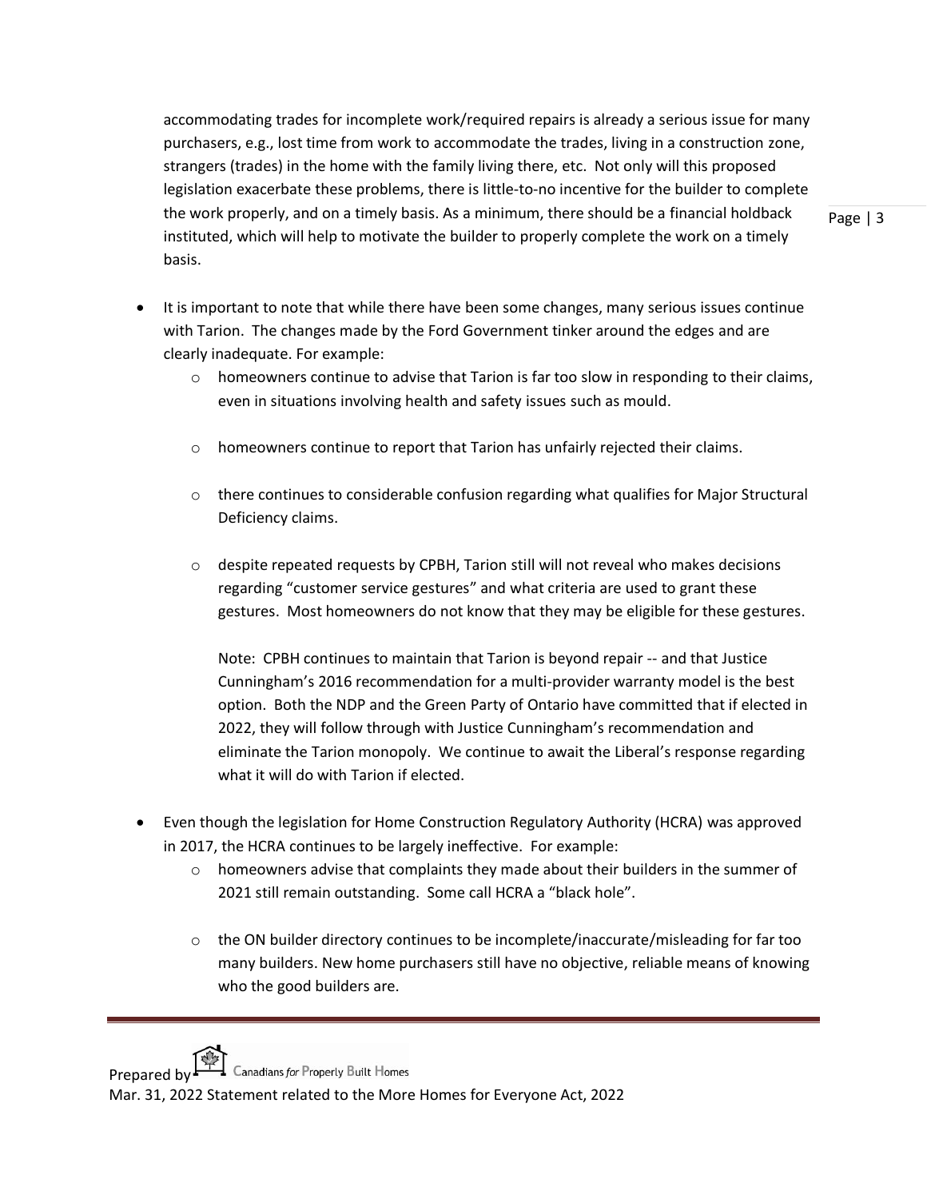accommodating trades for incomplete work/required repairs is already a serious issue for many purchasers, e.g., lost time from work to accommodate the trades, living in a construction zone, strangers (trades) in the home with the family living there, etc. Not only will this proposed legislation exacerbate these problems, there is little-to-no incentive for the builder to complete the work properly, and on a timely basis. As a minimum, there should be a financial holdback instituted, which will help to motivate the builder to properly complete the work on a timely basis.

- It is important to note that while there have been some changes, many serious issues continue with Tarion. The changes made by the Ford Government tinker around the edges and are clearly inadequate. For example:
    - homeowners continue to advise that Tarion is far too slow in responding to their claims, even in situations involving health and safety issues such as mould.
    - homeowners continue to report that Tarion has unfairly rejected their claims.
    - there continues to considerable confusion regarding what qualifies for Major Structural Deficiency claims.
    - despite repeated requests by CPBH, Tarion still will not reveal who makes decisions regarding "customer service gestures" and what criteria are used to grant these gestures. Most homeowners do not know that they may be eligible for these gestures.

      Note: CPBH continues to maintain that Tarion is beyond repair -- and that Justice Cunningham's 2016 recommendation for a multi-provider warranty model is the best option. Both the NDP and the Green Party of Ontario have committed that if elected in 2022, they will follow through with Justice Cunningham's recommendation and eliminate the Tarion monopoly. We continue to await the Liberal's response regarding what it will do with Tarion if elected.

- Even though the legislation for Home Construction Regulatory Authority (HCRA) was approved in 2017, the HCRA continues to be largely ineffective. For example:
    - homeowners advise that complaints they made about their builders in the summer of 2021 still remain outstanding. Some call HCRA a "black hole".
    - the ON builder directory continues to be incomplete/inaccurate/misleading for far too many builders. New home purchasers still have no objective, reliable means of knowing who the good builders are.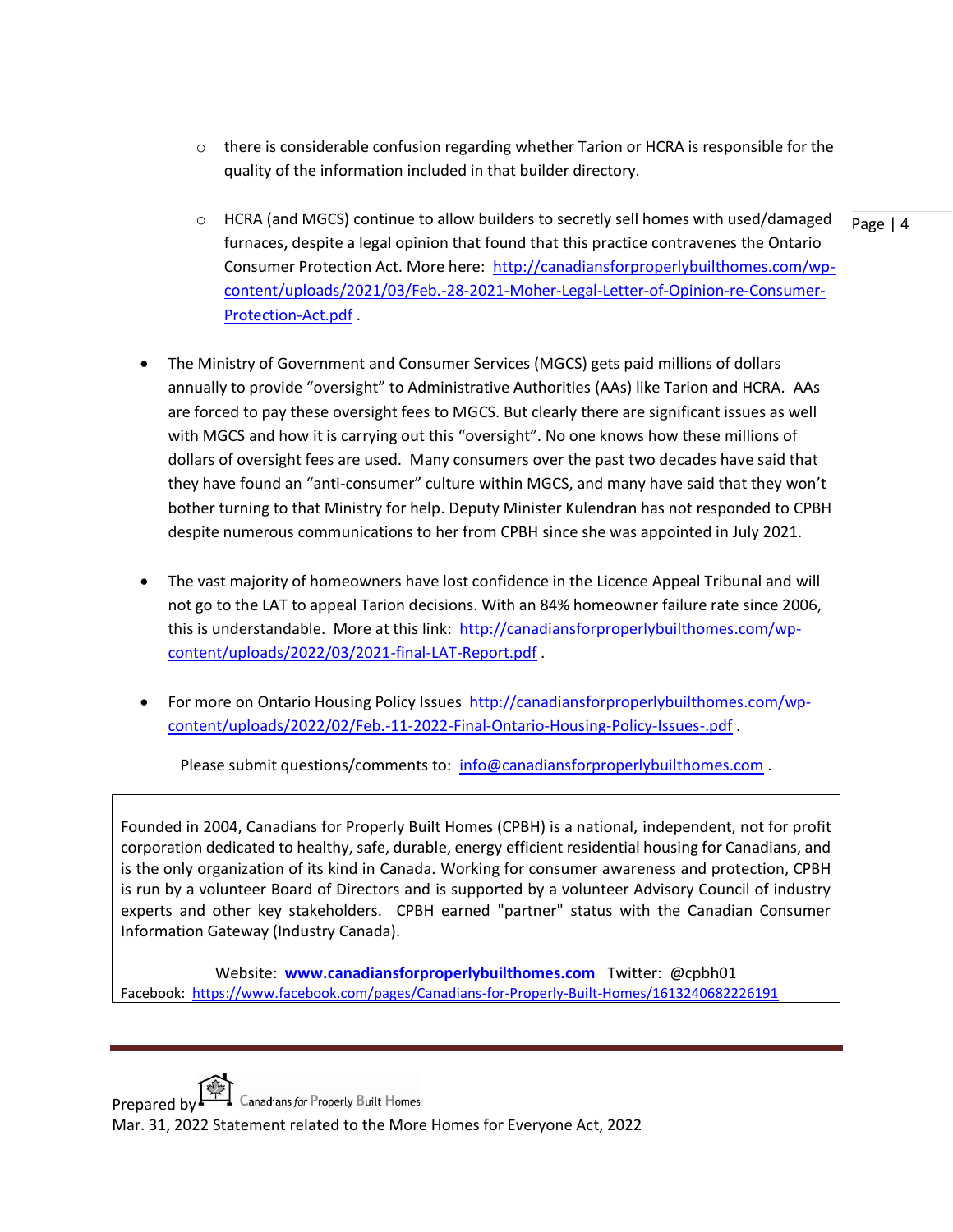- there is considerable confusion regarding whether Tarion or HCRA is responsible for the quality of the information included in that builder directory.

   - HCRA (and MGCS) continue to allow builders to secretly sell homes with used/damaged furnaces, despite a legal opinion that found that this practice contravenes the Ontario Consumer Protection Act. More here: [http://canadiansforproperlybuilthomes.com/wp-content/uploads/2021/03/Feb.-28-2021-Moher-Legal-Letter-of-Opinion-re-Consumer-Protection-Act.pdf](http://canadiansforproperlybuilthomes.com/wp-content/uploads/2021/03/Feb.-28-2021-Moher-Legal-Letter-of-Opinion-re-Consumer-Protection-Act.pdf) .

- The Ministry of Government and Consumer Services (MGCS) gets paid millions of dollars annually to provide "oversight" to Administrative Authorities (AAs) like Tarion and HCRA. AAs are forced to pay these oversight fees to MGCS. But clearly there are significant issues as well with MGCS and how it is carrying out this "oversight". No one knows how these millions of dollars of oversight fees are used. Many consumers over the past two decades have said that they have found an "anti-consumer" culture within MGCS, and many have said that they won't bother turning to that Ministry for help. Deputy Minister Kulendran has not responded to CPBH despite numerous communications to her from CPBH since she was appointed in July 2021.

- The vast majority of homeowners have lost confidence in the Licence Appeal Tribunal and will not go to the LAT to appeal Tarion decisions. With an 84% homeowner failure rate since 2006, this is understandable. More at this link: [http://canadiansforproperlybuilthomes.com/wp-content/uploads/2022/03/2021-final-LAT-Report.pdf](http://canadiansforproperlybuilthomes.com/wp-content/uploads/2022/03/2021-final-LAT-Report.pdf) .

- For more on Ontario Housing Policy Issues [http://canadiansforproperlybuilthomes.com/wp-content/uploads/2022/02/Feb.-11-2022-Final-Ontario-Housing-Policy-Issues-.pdf](http://canadiansforproperlybuilthomes.com/wp-content/uploads/2022/02/Feb.-11-2022-Final-Ontario-Housing-Policy-Issues-.pdf) .

Please submit questions/comments to: [info@canadiansforproperlybuilthomes.com](mailto:info@canadiansforproperlybuilthomes.com) .

Founded in 2004, Canadians for Properly Built Homes (CPBH) is a national, independent, not for profit corporation dedicated to healthy, safe, durable, energy efficient residential housing for Canadians, and is the only organization of its kind in Canada. Working for consumer awareness and protection, CPBH is run by a volunteer Board of Directors and is supported by a volunteer Advisory Council of industry experts and other key stakeholders. CPBH earned "partner" status with the Canadian Consumer Information Gateway (Industry Canada).

Website: **[www.canadiansforproperlybuilthomes.com](http://www.canadiansforproperlybuilthomes.com)** Twitter: @cpbh01
Facebook: [https://www.facebook.com/pages/Canadians-for-Properly-Built-Homes/1613240682226191](https://www.facebook.com/pages/Canadians-for-Properly-Built-Homes/1613240682226191)